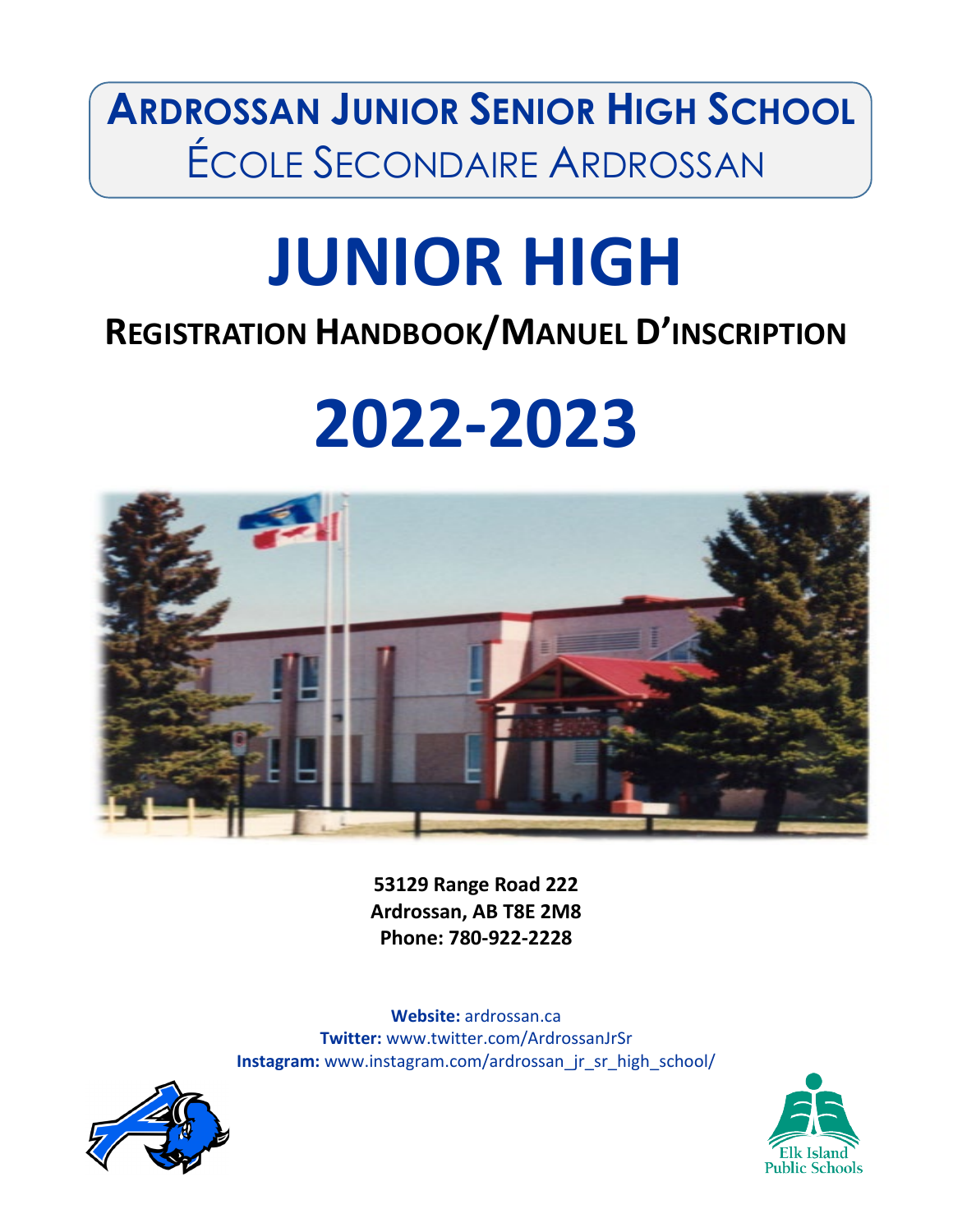# Ardrossan Junior Senior High School
## École Secondaire Ardrossan

# JUNIOR HIGH

## Registration Handbook/Manuel D'inscription

# 2022-2023

**53129 Range Road 222**
**Ardrossan, AB T8E 2M8**
**Phone: 780-922-2228**

**Website:** ardrossan.ca
**Twitter:** www.twitter.com/ArdrossanJrSr
**Instagram:** www.instagram.com/ardrossan_jr_sr_high_school/

Elk Island Public Schools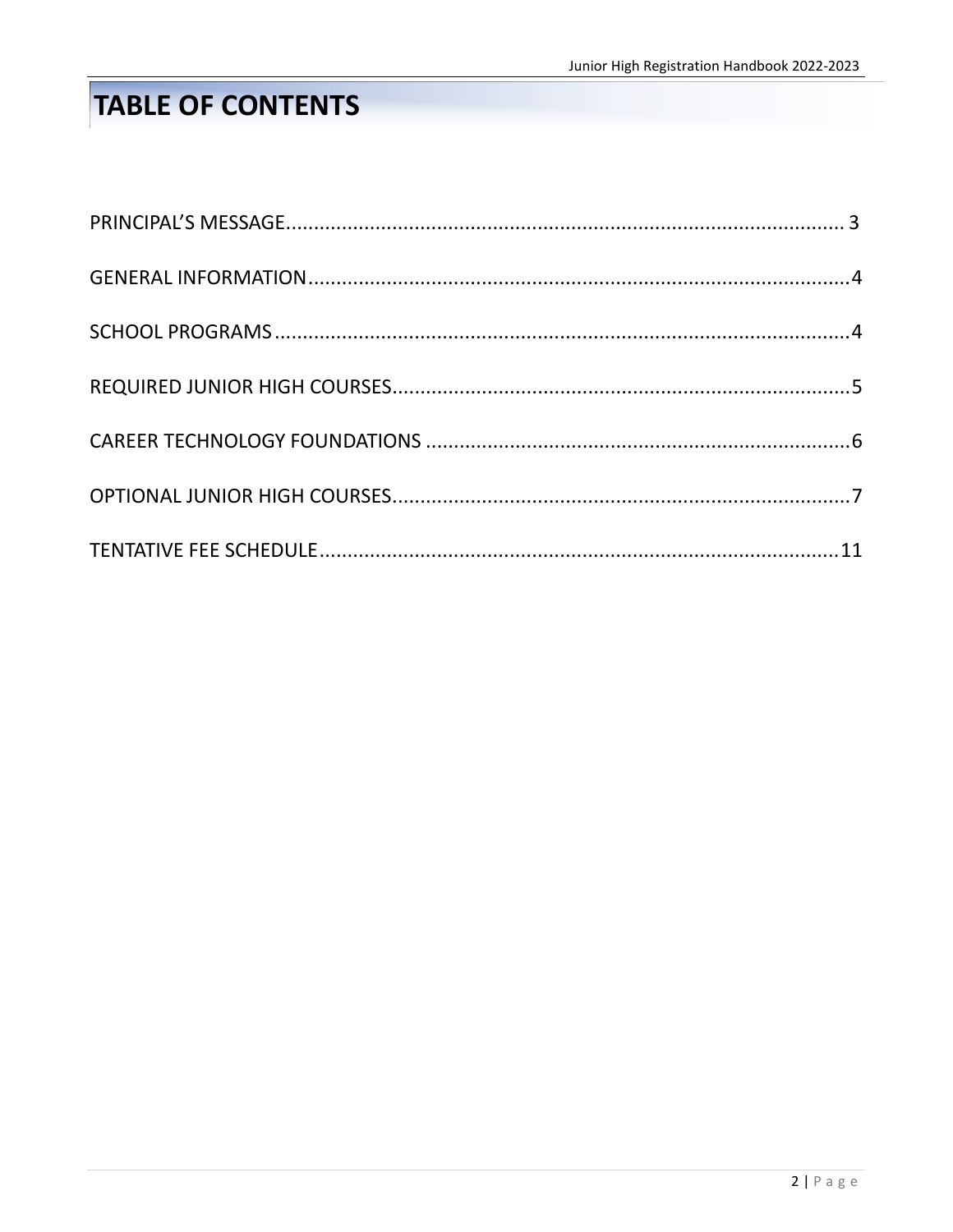# TABLE OF CONTENTS

PRINCIPAL'S MESSAGE.................................................................................................... 3

GENERAL INFORMATION..................................................................................................4

SCHOOL PROGRAMS........................................................................................................4

REQUIRED JUNIOR HIGH COURSES..................................................................................5

CAREER TECHNOLOGY FOUNDATIONS ............................................................................6

OPTIONAL JUNIOR HIGH COURSES..................................................................................7

TENTATIVE FEE SCHEDULE...............................................................................................11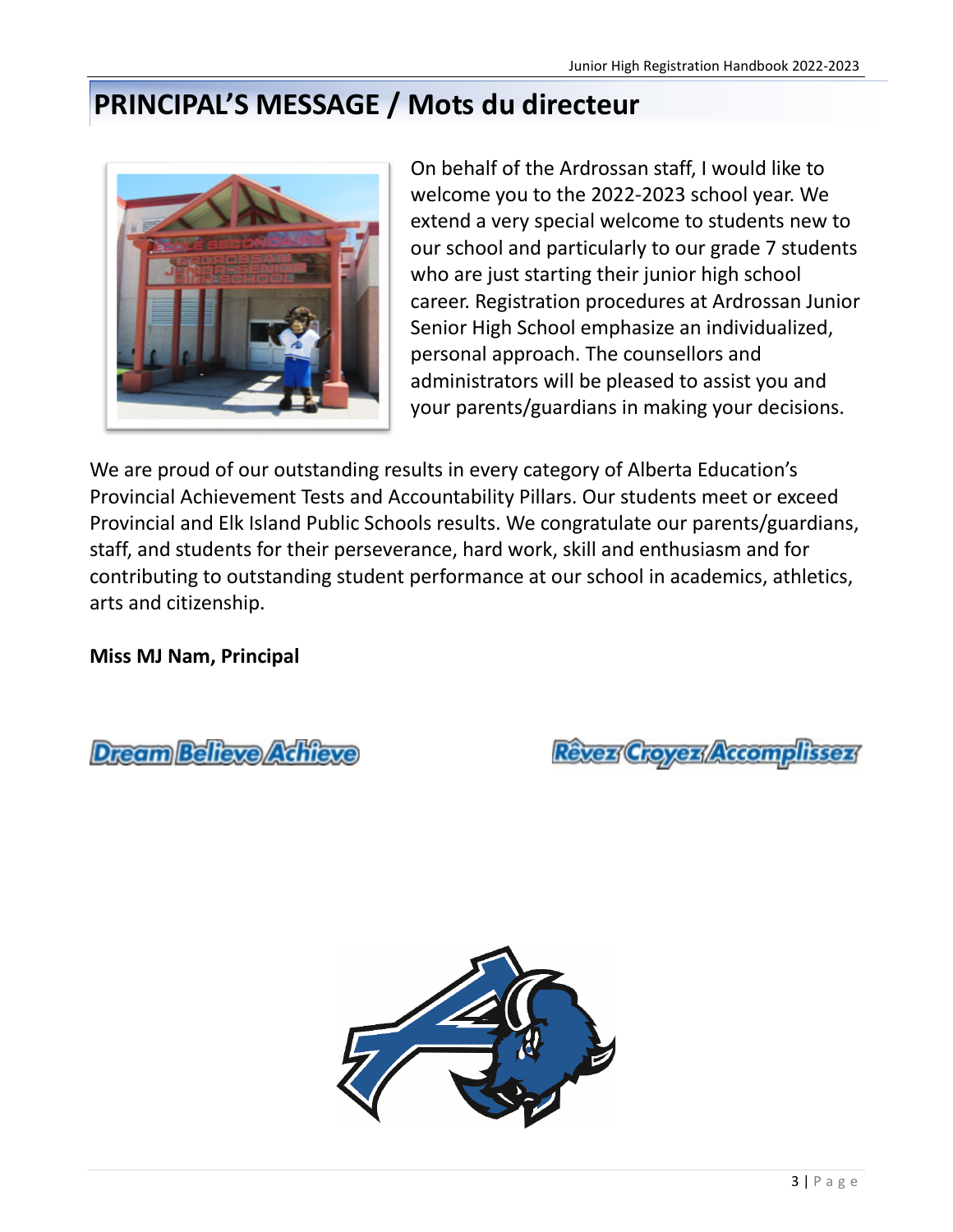# PRINCIPAL'S MESSAGE / Mots du directeur

On behalf of the Ardrossan staff, I would like to welcome you to the 2022-2023 school year. We extend a very special welcome to students new to our school and particularly to our grade 7 students who are just starting their junior high school career. Registration procedures at Ardrossan Junior Senior High School emphasize an individualized, personal approach. The counsellors and administrators will be pleased to assist you and your parents/guardians in making your decisions.

We are proud of our outstanding results in every category of Alberta Education's Provincial Achievement Tests and Accountability Pillars. Our students meet or exceed Provincial and Elk Island Public Schools results. We congratulate our parents/guardians, staff, and students for their perseverance, hard work, skill and enthusiasm and for contributing to outstanding student performance at our school in academics, athletics, arts and citizenship.

**Miss MJ Nam, Principal**

Dream Believe Achieve

Rêvez Croyez Accomplissez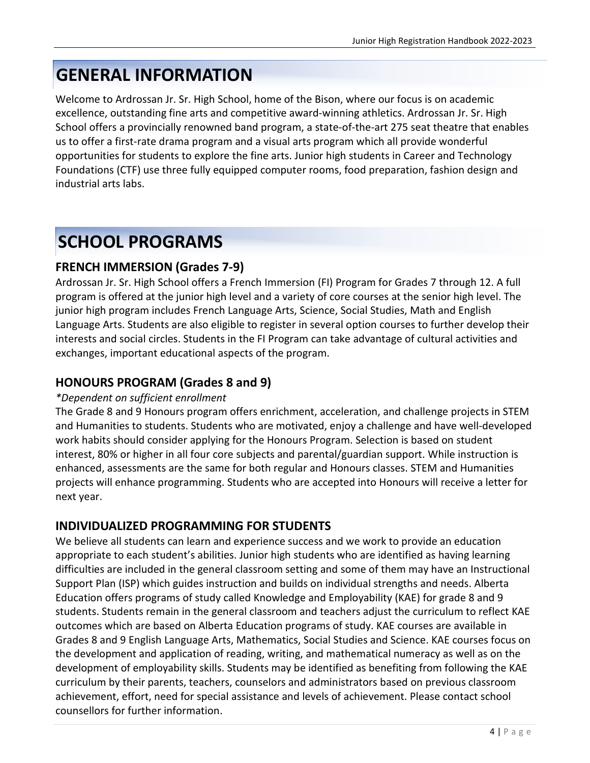# GENERAL INFORMATION

Welcome to Ardrossan Jr. Sr. High School, home of the Bison, where our focus is on academic excellence, outstanding fine arts and competitive award-winning athletics. Ardrossan Jr. Sr. High School offers a provincially renowned band program, a state-of-the-art 275 seat theatre that enables us to offer a first-rate drama program and a visual arts program which all provide wonderful opportunities for students to explore the fine arts. Junior high students in Career and Technology Foundations (CTF) use three fully equipped computer rooms, food preparation, fashion design and industrial arts labs.

# SCHOOL PROGRAMS

## FRENCH IMMERSION (Grades 7-9)

Ardrossan Jr. Sr. High School offers a French Immersion (FI) Program for Grades 7 through 12. A full program is offered at the junior high level and a variety of core courses at the senior high level. The junior high program includes French Language Arts, Science, Social Studies, Math and English Language Arts. Students are also eligible to register in several option courses to further develop their interests and social circles. Students in the FI Program can take advantage of cultural activities and exchanges, important educational aspects of the program.

## HONOURS PROGRAM (Grades 8 and 9)

*\*Dependent on sufficient enrollment*

The Grade 8 and 9 Honours program offers enrichment, acceleration, and challenge projects in STEM and Humanities to students. Students who are motivated, enjoy a challenge and have well-developed work habits should consider applying for the Honours Program. Selection is based on student interest, 80% or higher in all four core subjects and parental/guardian support. While instruction is enhanced, assessments are the same for both regular and Honours classes. STEM and Humanities projects will enhance programming. Students who are accepted into Honours will receive a letter for next year.

## INDIVIDUALIZED PROGRAMMING FOR STUDENTS

We believe all students can learn and experience success and we work to provide an education appropriate to each student's abilities. Junior high students who are identified as having learning difficulties are included in the general classroom setting and some of them may have an Instructional Support Plan (ISP) which guides instruction and builds on individual strengths and needs. Alberta Education offers programs of study called Knowledge and Employability (KAE) for grade 8 and 9 students. Students remain in the general classroom and teachers adjust the curriculum to reflect KAE outcomes which are based on Alberta Education programs of study. KAE courses are available in Grades 8 and 9 English Language Arts, Mathematics, Social Studies and Science. KAE courses focus on the development and application of reading, writing, and mathematical numeracy as well as on the development of employability skills. Students may be identified as benefiting from following the KAE curriculum by their parents, teachers, counselors and administrators based on previous classroom achievement, effort, need for special assistance and levels of achievement. Please contact school counsellors for further information.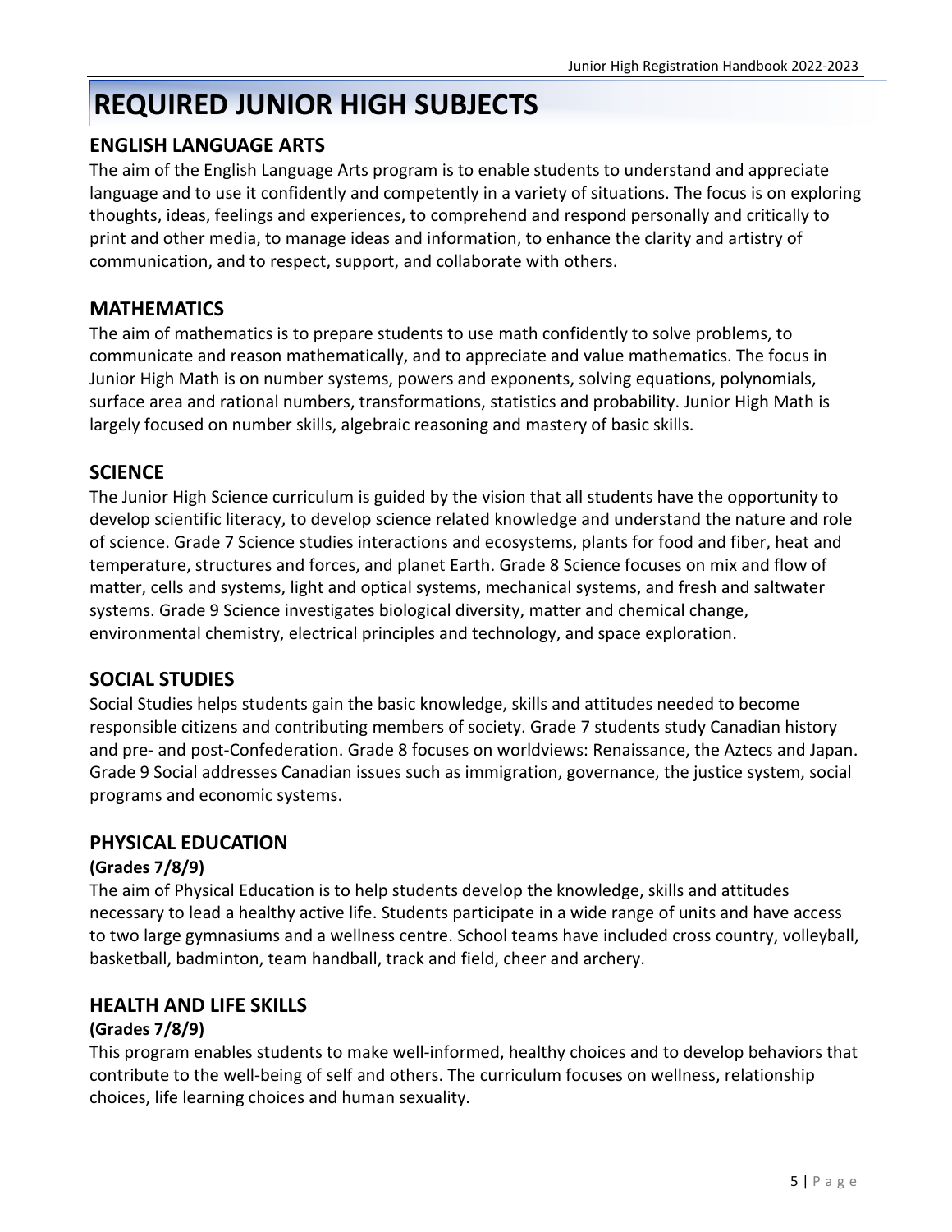# REQUIRED JUNIOR HIGH SUBJECTS

## ENGLISH LANGUAGE ARTS

The aim of the English Language Arts program is to enable students to understand and appreciate language and to use it confidently and competently in a variety of situations. The focus is on exploring thoughts, ideas, feelings and experiences, to comprehend and respond personally and critically to print and other media, to manage ideas and information, to enhance the clarity and artistry of communication, and to respect, support, and collaborate with others.

## MATHEMATICS

The aim of mathematics is to prepare students to use math confidently to solve problems, to communicate and reason mathematically, and to appreciate and value mathematics. The focus in Junior High Math is on number systems, powers and exponents, solving equations, polynomials, surface area and rational numbers, transformations, statistics and probability. Junior High Math is largely focused on number skills, algebraic reasoning and mastery of basic skills.

## SCIENCE

The Junior High Science curriculum is guided by the vision that all students have the opportunity to develop scientific literacy, to develop science related knowledge and understand the nature and role of science. Grade 7 Science studies interactions and ecosystems, plants for food and fiber, heat and temperature, structures and forces, and planet Earth. Grade 8 Science focuses on mix and flow of matter, cells and systems, light and optical systems, mechanical systems, and fresh and saltwater systems. Grade 9 Science investigates biological diversity, matter and chemical change, environmental chemistry, electrical principles and technology, and space exploration.

## SOCIAL STUDIES

Social Studies helps students gain the basic knowledge, skills and attitudes needed to become responsible citizens and contributing members of society. Grade 7 students study Canadian history and pre- and post-Confederation. Grade 8 focuses on worldviews: Renaissance, the Aztecs and Japan. Grade 9 Social addresses Canadian issues such as immigration, governance, the justice system, social programs and economic systems.

## PHYSICAL EDUCATION

**(Grades 7/8/9)**

The aim of Physical Education is to help students develop the knowledge, skills and attitudes necessary to lead a healthy active life. Students participate in a wide range of units and have access to two large gymnasiums and a wellness centre. School teams have included cross country, volleyball, basketball, badminton, team handball, track and field, cheer and archery.

## HEALTH AND LIFE SKILLS

**(Grades 7/8/9)**

This program enables students to make well-informed, healthy choices and to develop behaviors that contribute to the well-being of self and others. The curriculum focuses on wellness, relationship choices, life learning choices and human sexuality.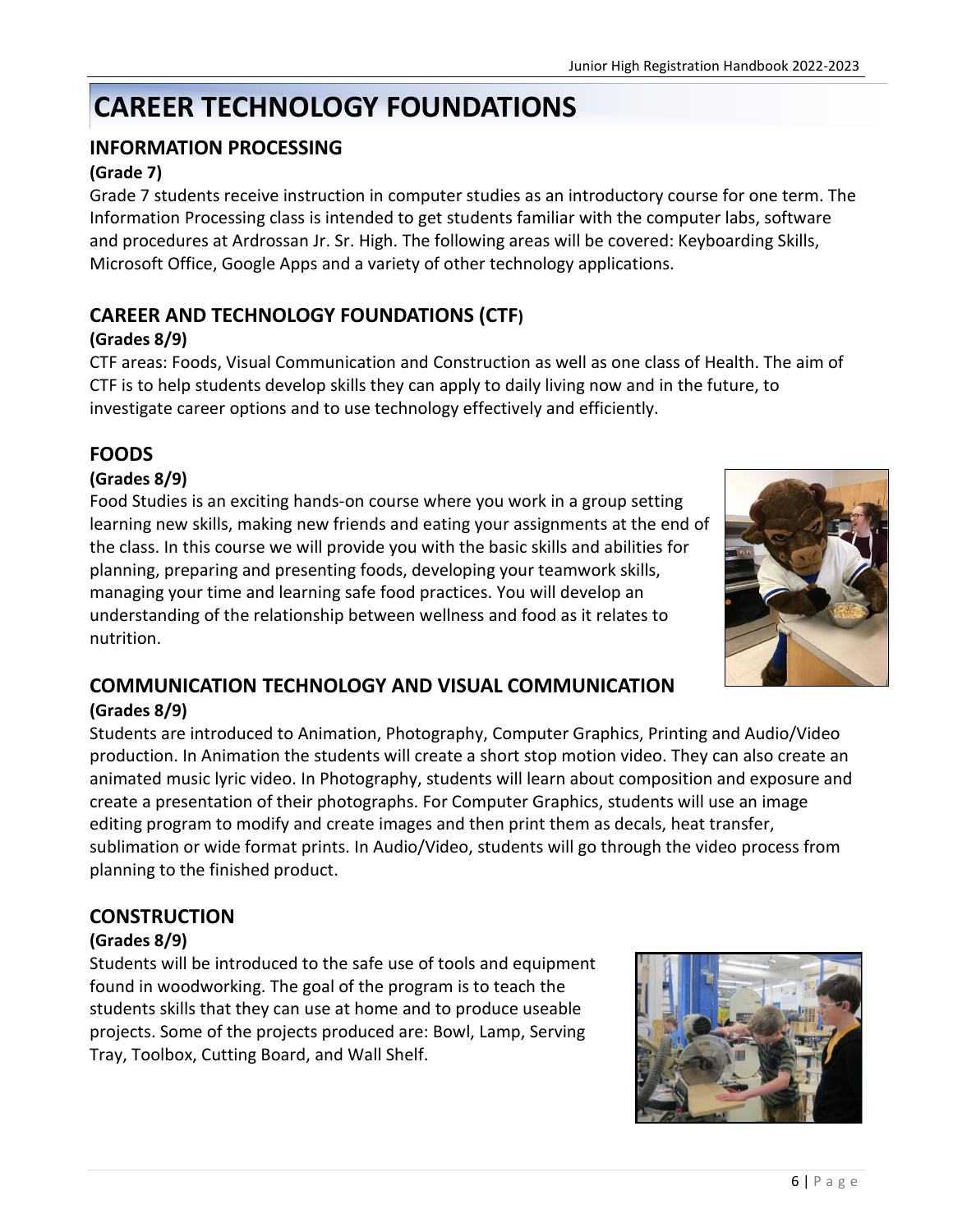# CAREER TECHNOLOGY FOUNDATIONS

## INFORMATION PROCESSING

**(Grade 7)**

Grade 7 students receive instruction in computer studies as an introductory course for one term. The Information Processing class is intended to get students familiar with the computer labs, software and procedures at Ardrossan Jr. Sr. High. The following areas will be covered: Keyboarding Skills, Microsoft Office, Google Apps and a variety of other technology applications.

## CAREER AND TECHNOLOGY FOUNDATIONS (CTF)

**(Grades 8/9)**

CTF areas: Foods, Visual Communication and Construction as well as one class of Health. The aim of CTF is to help students develop skills they can apply to daily living now and in the future, to investigate career options and to use technology effectively and efficiently.

## FOODS

**(Grades 8/9)**

Food Studies is an exciting hands-on course where you work in a group setting learning new skills, making new friends and eating your assignments at the end of the class. In this course we will provide you with the basic skills and abilities for planning, preparing and presenting foods, developing your teamwork skills, managing your time and learning safe food practices. You will develop an understanding of the relationship between wellness and food as it relates to nutrition.

## COMMUNICATION TECHNOLOGY AND VISUAL COMMUNICATION

**(Grades 8/9)**

Students are introduced to Animation, Photography, Computer Graphics, Printing and Audio/Video production. In Animation the students will create a short stop motion video. They can also create an animated music lyric video. In Photography, students will learn about composition and exposure and create a presentation of their photographs. For Computer Graphics, students will use an image editing program to modify and create images and then print them as decals, heat transfer, sublimation or wide format prints. In Audio/Video, students will go through the video process from planning to the finished product.

## CONSTRUCTION

**(Grades 8/9)**

Students will be introduced to the safe use of tools and equipment found in woodworking. The goal of the program is to teach the students skills that they can use at home and to produce useable projects. Some of the projects produced are: Bowl, Lamp, Serving Tray, Toolbox, Cutting Board, and Wall Shelf.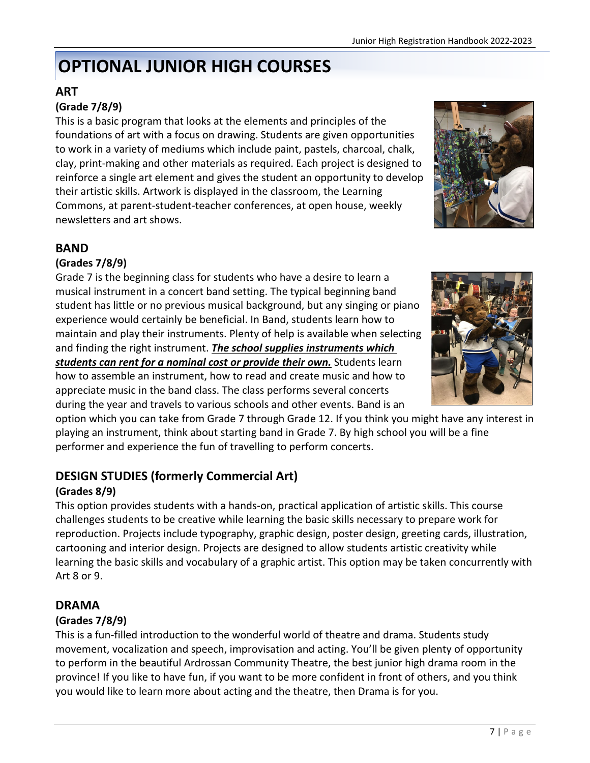# OPTIONAL JUNIOR HIGH COURSES

## ART

**(Grade 7/8/9)**

This is a basic program that looks at the elements and principles of the foundations of art with a focus on drawing. Students are given opportunities to work in a variety of mediums which include paint, pastels, charcoal, chalk, clay, print-making and other materials as required. Each project is designed to reinforce a single art element and gives the student an opportunity to develop their artistic skills. Artwork is displayed in the classroom, the Learning Commons, at parent-student-teacher conferences, at open house, weekly newsletters and art shows.

## BAND

**(Grades 7/8/9)**

Grade 7 is the beginning class for students who have a desire to learn a musical instrument in a concert band setting. The typical beginning band student has little or no previous musical background, but any singing or piano experience would certainly be beneficial. In Band, students learn how to maintain and play their instruments. Plenty of help is available when selecting and finding the right instrument. ***The school supplies instruments which students can rent for a nominal cost or provide their own.*** Students learn how to assemble an instrument, how to read and create music and how to appreciate music in the band class. The class performs several concerts during the year and travels to various schools and other events. Band is an option which you can take from Grade 7 through Grade 12. If you think you might have any interest in playing an instrument, think about starting band in Grade 7. By high school you will be a fine performer and experience the fun of travelling to perform concerts.

## DESIGN STUDIES (formerly Commercial Art)

**(Grades 8/9)**

This option provides students with a hands-on, practical application of artistic skills. This course challenges students to be creative while learning the basic skills necessary to prepare work for reproduction. Projects include typography, graphic design, poster design, greeting cards, illustration, cartooning and interior design. Projects are designed to allow students artistic creativity while learning the basic skills and vocabulary of a graphic artist. This option may be taken concurrently with Art 8 or 9.

## DRAMA

**(Grades 7/8/9)**

This is a fun-filled introduction to the wonderful world of theatre and drama. Students study movement, vocalization and speech, improvisation and acting. You'll be given plenty of opportunity to perform in the beautiful Ardrossan Community Theatre, the best junior high drama room in the province! If you like to have fun, if you want to be more confident in front of others, and you think you would like to learn more about acting and the theatre, then Drama is for you.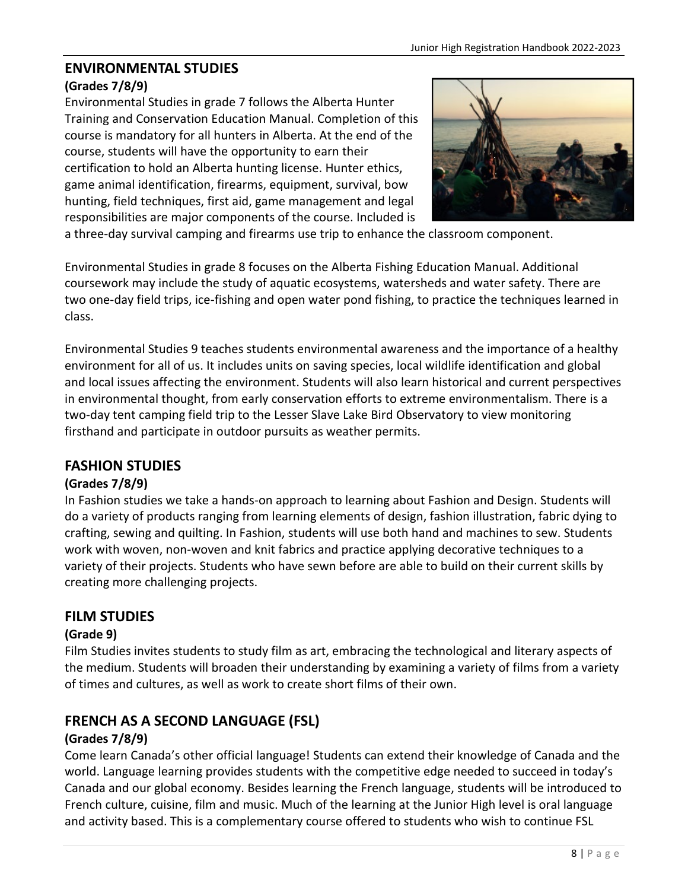## ENVIRONMENTAL STUDIES

**(Grades 7/8/9)**

Environmental Studies in grade 7 follows the Alberta Hunter Training and Conservation Education Manual. Completion of this course is mandatory for all hunters in Alberta. At the end of the course, students will have the opportunity to earn their certification to hold an Alberta hunting license. Hunter ethics, game animal identification, firearms, equipment, survival, bow hunting, field techniques, first aid, game management and legal responsibilities are major components of the course. Included is a three-day survival camping and firearms use trip to enhance the classroom component.

Environmental Studies in grade 8 focuses on the Alberta Fishing Education Manual. Additional coursework may include the study of aquatic ecosystems, watersheds and water safety. There are two one-day field trips, ice-fishing and open water pond fishing, to practice the techniques learned in class.

Environmental Studies 9 teaches students environmental awareness and the importance of a healthy environment for all of us. It includes units on saving species, local wildlife identification and global and local issues affecting the environment. Students will also learn historical and current perspectives in environmental thought, from early conservation efforts to extreme environmentalism. There is a two-day tent camping field trip to the Lesser Slave Lake Bird Observatory to view monitoring firsthand and participate in outdoor pursuits as weather permits.

## FASHION STUDIES

**(Grades 7/8/9)**

In Fashion studies we take a hands-on approach to learning about Fashion and Design. Students will do a variety of products ranging from learning elements of design, fashion illustration, fabric dying to crafting, sewing and quilting. In Fashion, students will use both hand and machines to sew. Students work with woven, non-woven and knit fabrics and practice applying decorative techniques to a variety of their projects. Students who have sewn before are able to build on their current skills by creating more challenging projects.

## FILM STUDIES

**(Grade 9)**

Film Studies invites students to study film as art, embracing the technological and literary aspects of the medium. Students will broaden their understanding by examining a variety of films from a variety of times and cultures, as well as work to create short films of their own.

## FRENCH AS A SECOND LANGUAGE (FSL)

**(Grades 7/8/9)**

Come learn Canada's other official language! Students can extend their knowledge of Canada and the world. Language learning provides students with the competitive edge needed to succeed in today's Canada and our global economy. Besides learning the French language, students will be introduced to French culture, cuisine, film and music. Much of the learning at the Junior High level is oral language and activity based. This is a complementary course offered to students who wish to continue FSL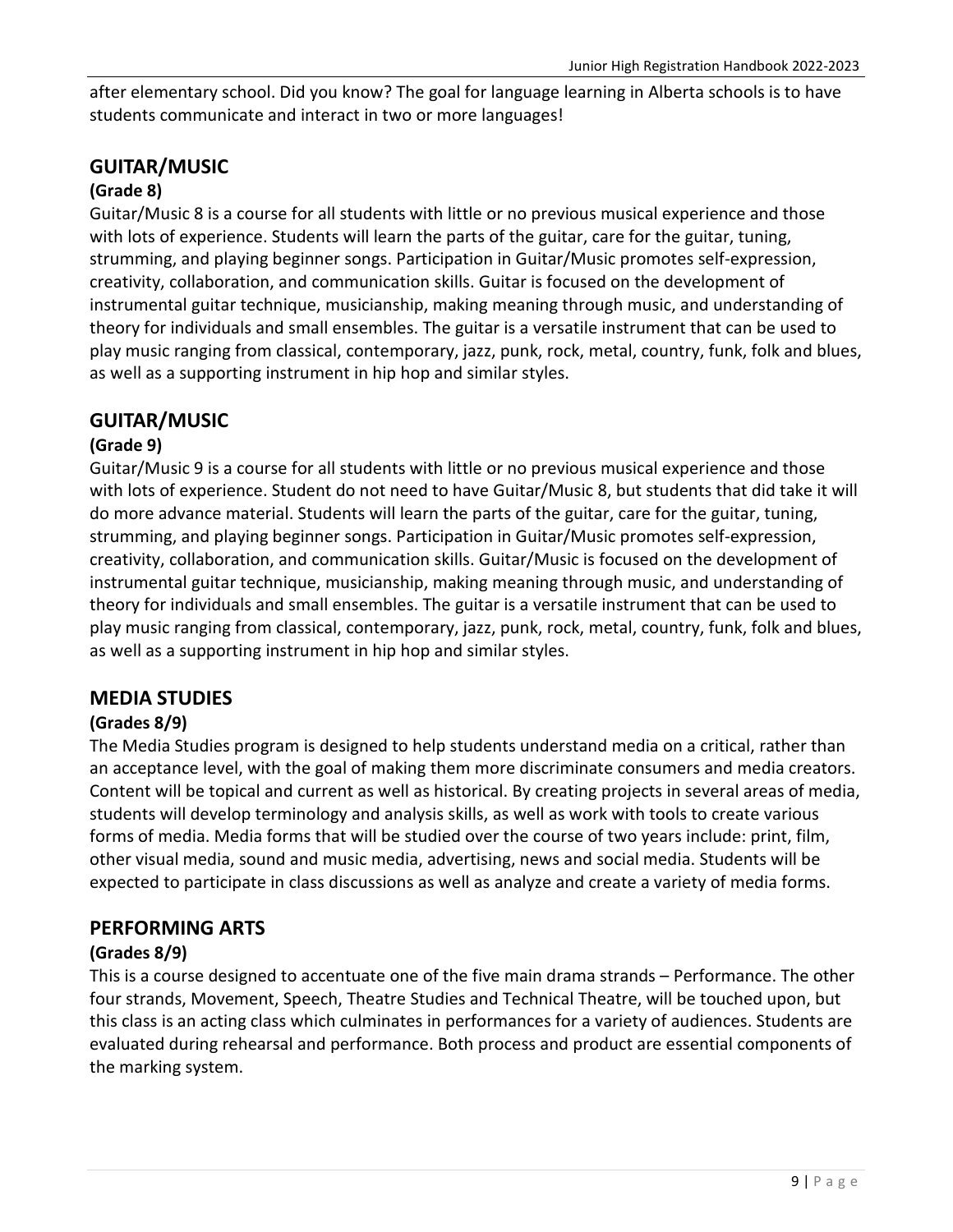after elementary school. Did you know? The goal for language learning in Alberta schools is to have students communicate and interact in two or more languages!

## GUITAR/MUSIC

**(Grade 8)**

Guitar/Music 8 is a course for all students with little or no previous musical experience and those with lots of experience. Students will learn the parts of the guitar, care for the guitar, tuning, strumming, and playing beginner songs. Participation in Guitar/Music promotes self-expression, creativity, collaboration, and communication skills. Guitar is focused on the development of instrumental guitar technique, musicianship, making meaning through music, and understanding of theory for individuals and small ensembles. The guitar is a versatile instrument that can be used to play music ranging from classical, contemporary, jazz, punk, rock, metal, country, funk, folk and blues, as well as a supporting instrument in hip hop and similar styles.

## GUITAR/MUSIC

**(Grade 9)**

Guitar/Music 9 is a course for all students with little or no previous musical experience and those with lots of experience. Student do not need to have Guitar/Music 8, but students that did take it will do more advance material. Students will learn the parts of the guitar, care for the guitar, tuning, strumming, and playing beginner songs. Participation in Guitar/Music promotes self-expression, creativity, collaboration, and communication skills. Guitar/Music is focused on the development of instrumental guitar technique, musicianship, making meaning through music, and understanding of theory for individuals and small ensembles. The guitar is a versatile instrument that can be used to play music ranging from classical, contemporary, jazz, punk, rock, metal, country, funk, folk and blues, as well as a supporting instrument in hip hop and similar styles.

## MEDIA STUDIES

**(Grades 8/9)**

The Media Studies program is designed to help students understand media on a critical, rather than an acceptance level, with the goal of making them more discriminate consumers and media creators. Content will be topical and current as well as historical. By creating projects in several areas of media, students will develop terminology and analysis skills, as well as work with tools to create various forms of media. Media forms that will be studied over the course of two years include: print, film, other visual media, sound and music media, advertising, news and social media. Students will be expected to participate in class discussions as well as analyze and create a variety of media forms.

## PERFORMING ARTS

**(Grades 8/9)**

This is a course designed to accentuate one of the five main drama strands – Performance. The other four strands, Movement, Speech, Theatre Studies and Technical Theatre, will be touched upon, but this class is an acting class which culminates in performances for a variety of audiences. Students are evaluated during rehearsal and performance. Both process and product are essential components of the marking system.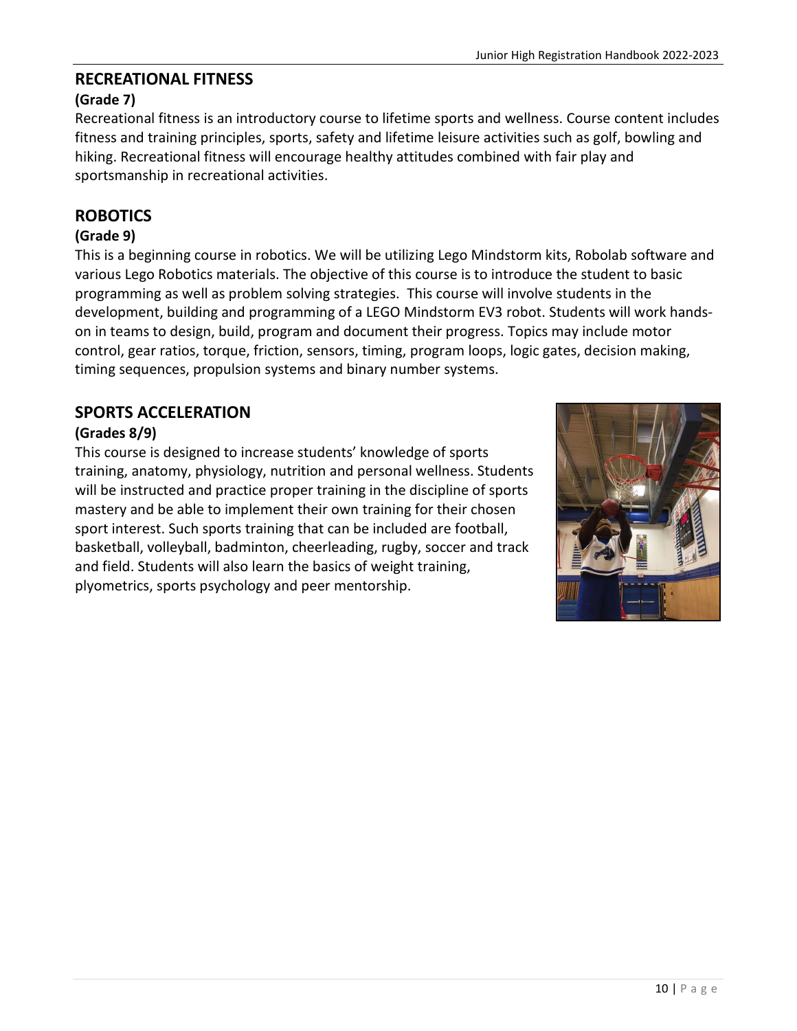## RECREATIONAL FITNESS

**(Grade 7)**

Recreational fitness is an introductory course to lifetime sports and wellness. Course content includes fitness and training principles, sports, safety and lifetime leisure activities such as golf, bowling and hiking. Recreational fitness will encourage healthy attitudes combined with fair play and sportsmanship in recreational activities.

## ROBOTICS

**(Grade 9)**

This is a beginning course in robotics. We will be utilizing Lego Mindstorm kits, Robolab software and various Lego Robotics materials. The objective of this course is to introduce the student to basic programming as well as problem solving strategies. This course will involve students in the development, building and programming of a LEGO Mindstorm EV3 robot. Students will work hands-on in teams to design, build, program and document their progress. Topics may include motor control, gear ratios, torque, friction, sensors, timing, program loops, logic gates, decision making, timing sequences, propulsion systems and binary number systems.

## SPORTS ACCELERATION

**(Grades 8/9)**

This course is designed to increase students' knowledge of sports training, anatomy, physiology, nutrition and personal wellness. Students will be instructed and practice proper training in the discipline of sports mastery and be able to implement their own training for their chosen sport interest. Such sports training that can be included are football, basketball, volleyball, badminton, cheerleading, rugby, soccer and track and field. Students will also learn the basics of weight training, plyometrics, sports psychology and peer mentorship.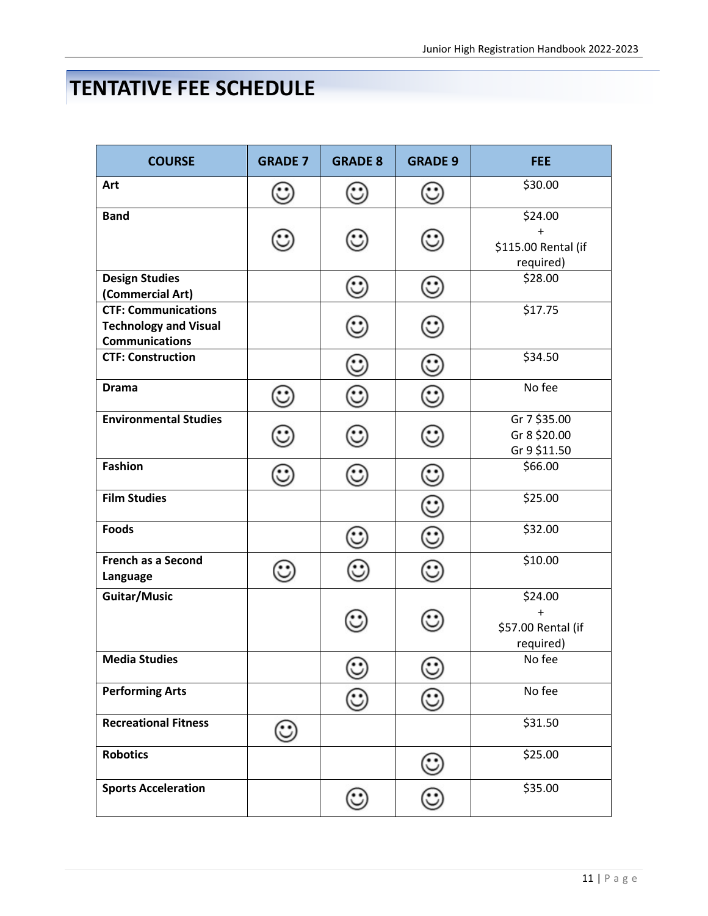# TENTATIVE FEE SCHEDULE

| COURSE | GRADE 7 | GRADE 8 | GRADE 9 | FEE |
|---|---|---|---|---|
| **Art** | ☺ | ☺ | ☺ | $30.00 |
| **Band** | ☺ | ☺ | ☺ | $24.00 + $115.00 Rental (if required) |
| **Design Studies (Commercial Art)** | | ☺ | ☺ | $28.00 |
| **CTF: Communications Technology and Visual Communications** | | ☺ | ☺ | $17.75 |
| **CTF: Construction** | | ☺ | ☺ | $34.50 |
| **Drama** | ☺ | ☺ | ☺ | No fee |
| **Environmental Studies** | ☺ | ☺ | ☺ | Gr 7 $35.00<br>Gr 8 $20.00<br>Gr 9 $11.50 |
| **Fashion** | ☺ | ☺ | ☺ | $66.00 |
| **Film Studies** | | | ☺ | $25.00 |
| **Foods** | | ☺ | ☺ | $32.00 |
| **French as a Second Language** | ☺ | ☺ | ☺ | $10.00 |
| **Guitar/Music** | | ☺ | ☺ | $24.00 + $57.00 Rental (if required) |
| **Media Studies** | | ☺ | ☺ | No fee |
| **Performing Arts** | | ☺ | ☺ | No fee |
| **Recreational Fitness** | ☺ | | | $31.50 |
| **Robotics** | | | ☺ | $25.00 |
| **Sports Acceleration** | | ☺ | ☺ | $35.00 |